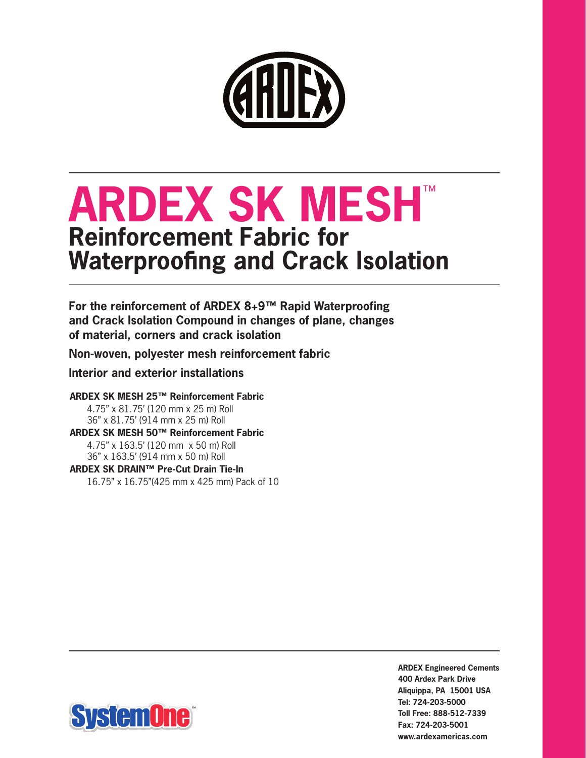ARDEX

# ARDEX SK MESH™

## Reinforcement Fabric for Waterproofing and Crack Isolation

**For the reinforcement of ARDEX 8+9™ Rapid Waterproofing and Crack Isolation Compound in changes of plane, changes of material, corners and crack isolation**

**Non-woven, polyester mesh reinforcement fabric**

**Interior and exterior installations**

**ARDEX SK MESH 25™ Reinforcement Fabric**
- 4.75" x 81.75' (120 mm x 25 m) Roll
- 36" x 81.75' (914 mm x 25 m) Roll

**ARDEX SK MESH 50™ Reinforcement Fabric**
- 4.75" x 163.5' (120 mm x 50 m) Roll
- 36" x 163.5' (914 mm x 50 m) Roll

**ARDEX SK DRAIN™ Pre-Cut Drain Tie-In**
- 16.75" x 16.75"(425 mm x 425 mm) Pack of 10

SystemOne™

**ARDEX Engineered Cements**
**400 Ardex Park Drive**
**Aliquippa, PA 15001 USA**
**Tel: 724-203-5000**
**Toll Free: 888-512-7339**
**Fax: 724-203-5001**
**www.ardexamericas.com**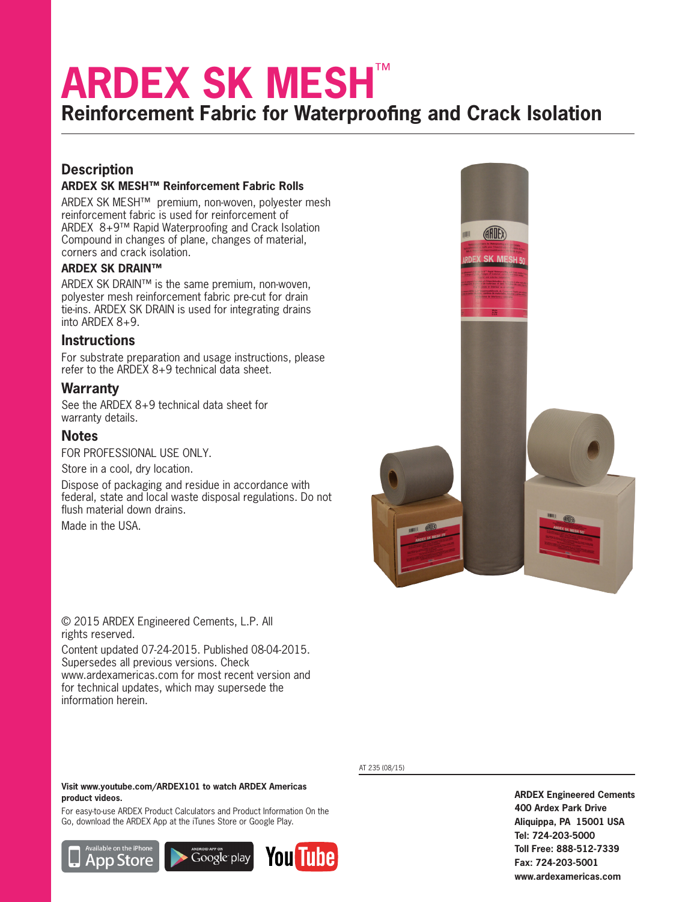# ARDEX SK MESH™

## Reinforcement Fabric for Waterproofing and Crack Isolation

### Description

**ARDEX SK MESH™ Reinforcement Fabric Rolls**

ARDEX SK MESH™ premium, non-woven, polyester mesh reinforcement fabric is used for reinforcement of ARDEX 8+9™ Rapid Waterproofing and Crack Isolation Compound in changes of plane, changes of material, corners and crack isolation.

**ARDEX SK DRAIN™**

ARDEX SK DRAIN™ is the same premium, non-woven, polyester mesh reinforcement fabric pre-cut for drain tie-ins. ARDEX SK DRAIN is used for integrating drains into ARDEX 8+9.

### Instructions

For substrate preparation and usage instructions, please refer to the ARDEX 8+9 technical data sheet.

### Warranty

See the ARDEX 8+9 technical data sheet for warranty details.

### Notes

FOR PROFESSIONAL USE ONLY.

Store in a cool, dry location.

Dispose of packaging and residue in accordance with federal, state and local waste disposal regulations. Do not flush material down drains.

Made in the USA.

© 2015 ARDEX Engineered Cements, L.P. All rights reserved.

Content updated 07-24-2015. Published 08-04-2015. Supersedes all previous versions. Check www.ardexamericas.com for most recent version and for technical updates, which may supersede the information herein.

AT 235 (08/15)

**Visit www.youtube.com/ARDEX101 to watch ARDEX Americas product videos.**

For easy-to-use ARDEX Product Calculators and Product Information On the Go, download the ARDEX App at the iTunes Store or Google Play.

**ARDEX Engineered Cements**
**400 Ardex Park Drive**
**Aliquippa, PA 15001 USA**
**Tel: 724-203-5000**
**Toll Free: 888-512-7339**
**Fax: 724-203-5001**
**www.ardexamericas.com**